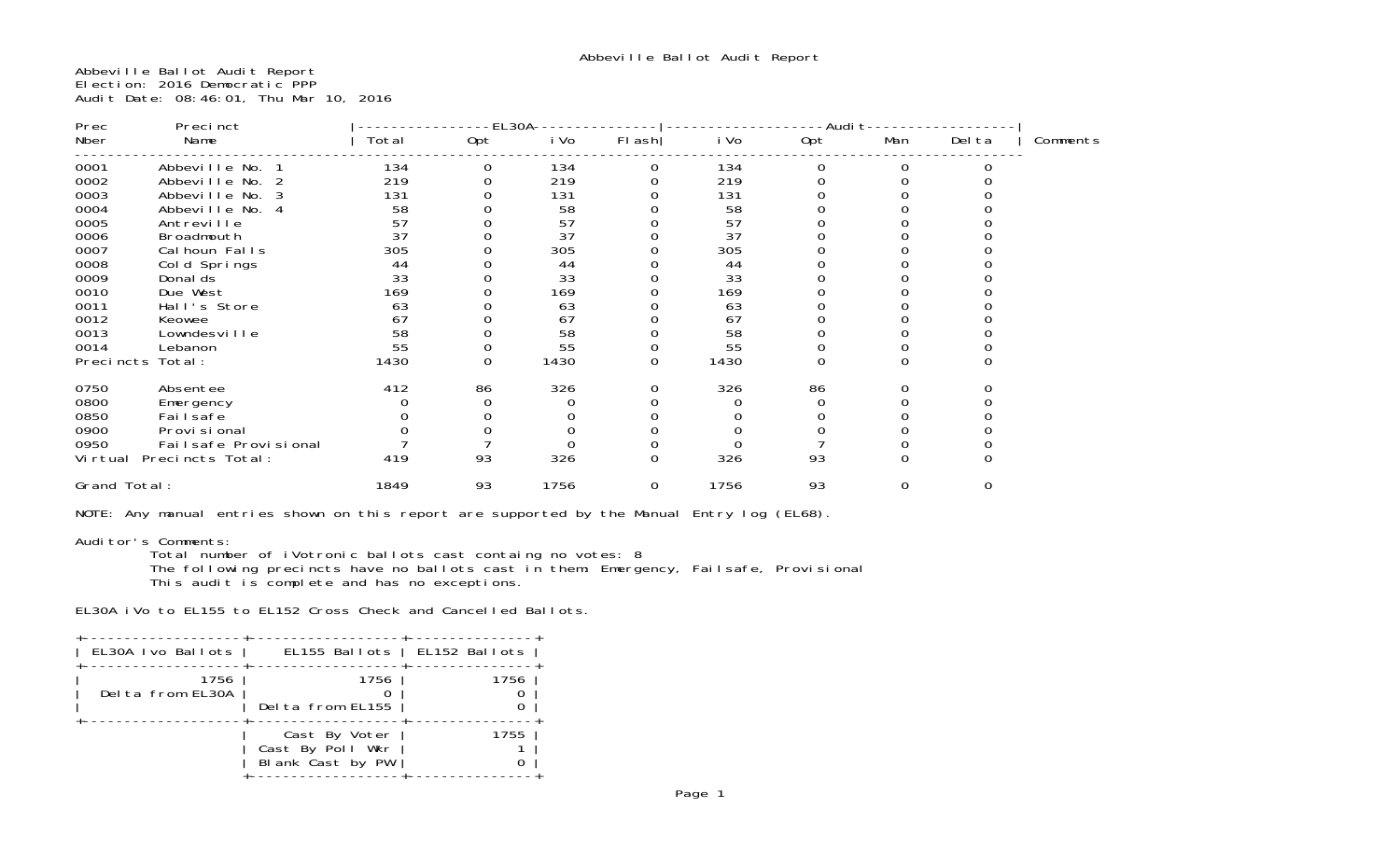# Abbeville Ballot Audit Report

Abbeville Ballot Audit Report
Election: 2016 Democratic PPP
Audit Date: 08:46:01, Thu Mar 10, 2016

| Prec Nber | Precinct Name | EL30A Total | EL30A Opt | EL30A iVo | EL30A Flash | Audit iVo | Audit Opt | Audit Man | Audit Delta | Comments |
|---|---|---|---|---|---|---|---|---|---|---|
| 0001 | Abbeville No. 1 | 134 | 0 | 134 | 0 | 134 | 0 | 0 | 0 | |
| 0002 | Abbeville No. 2 | 219 | 0 | 219 | 0 | 219 | 0 | 0 | 0 | |
| 0003 | Abbeville No. 3 | 131 | 0 | 131 | 0 | 131 | 0 | 0 | 0 | |
| 0004 | Abbeville No. 4 | 58 | 0 | 58 | 0 | 58 | 0 | 0 | 0 | |
| 0005 | Antreville | 57 | 0 | 57 | 0 | 57 | 0 | 0 | 0 | |
| 0006 | Broadmouth | 37 | 0 | 37 | 0 | 37 | 0 | 0 | 0 | |
| 0007 | Calhoun Falls | 305 | 0 | 305 | 0 | 305 | 0 | 0 | 0 | |
| 0008 | Cold Springs | 44 | 0 | 44 | 0 | 44 | 0 | 0 | 0 | |
| 0009 | Donalds | 33 | 0 | 33 | 0 | 33 | 0 | 0 | 0 | |
| 0010 | Due West | 169 | 0 | 169 | 0 | 169 | 0 | 0 | 0 | |
| 0011 | Hall's Store | 63 | 0 | 63 | 0 | 63 | 0 | 0 | 0 | |
| 0012 | Keowee | 67 | 0 | 67 | 0 | 67 | 0 | 0 | 0 | |
| 0013 | Lowndesville | 58 | 0 | 58 | 0 | 58 | 0 | 0 | 0 | |
| 0014 | Lebanon | 55 | 0 | 55 | 0 | 55 | 0 | 0 | 0 | |
| Precincts Total: | | 1430 | 0 | 1430 | 0 | 1430 | 0 | 0 | 0 | |
| 0750 | Absentee | 412 | 86 | 326 | 0 | 326 | 86 | 0 | 0 | |
| 0800 | Emergency | 0 | 0 | 0 | 0 | 0 | 0 | 0 | 0 | |
| 0850 | Failsafe | 0 | 0 | 0 | 0 | 0 | 0 | 0 | 0 | |
| 0900 | Provisional | 0 | 0 | 0 | 0 | 0 | 0 | 0 | 0 | |
| 0950 | Failsafe Provisional | 7 | 7 | 0 | 0 | 0 | 7 | 0 | 0 | |
| Virtual Precincts Total: | | 419 | 93 | 326 | 0 | 326 | 93 | 0 | 0 | |
| Grand Total: | | 1849 | 93 | 1756 | 0 | 1756 | 93 | 0 | 0 | |

NOTE: Any manual entries shown on this report are supported by the Manual Entry log (EL68).

Auditor's Comments:
Total number of iVotronic ballots cast containg no votes: 8
The following precincts have no ballots cast in them: Emergency, Failsafe, Provisional
This audit is complete and has no exceptions.

EL30A iVo to EL155 to EL152 Cross Check and Cancelled Ballots.

| EL30A Ivo Ballots | EL155 Ballots | EL152 Ballots |
|---|---|---|
| 1756 | 1756 | 1756 |
| Delta from EL30A | 0 | 0 |
| | Delta from EL155 | 0 |
| | Cast By Voter | 1755 |
| | Cast By Poll Wkr | 1 |
| | Blank Cast by PW | 0 |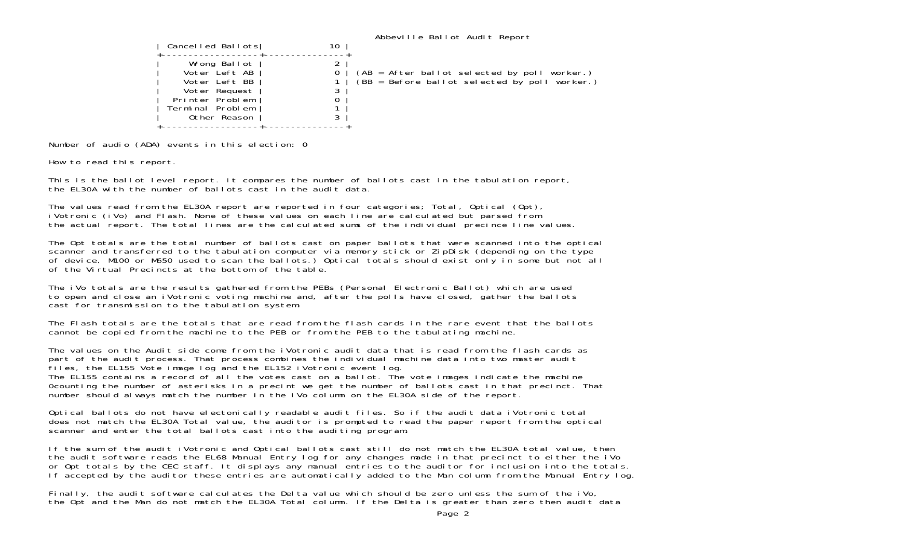Abbeville Ballot Audit Report

| Cancelled Ballots | 10 |
|---|---|
| Wrong Ballot | 2 |
| Voter Left AB | 0 |
| Voter Left BB | 1 |
| Voter Request | 3 |
| Printer Problem | 0 |
| Terminal Problem | 1 |
| Other Reason | 3 |

(AB = After ballot selected by poll worker.)
(BB = Before ballot selected by poll worker.)

Number of audio (ADA) events in this election: 0

How to read this report.

This is the ballot level report. It compares the number of ballots cast in the tabulation report, the EL30A with the number of ballots cast in the audit data.

The values read from the EL30A report are reported in four categories; Total, Optical (Opt), iVotronic (iVo) and Flash. None of these values on each line are calculated but parsed from the actual report. The total lines are the calculated sums of the individual precince line values.

The Opt totals are the total number of ballots cast on paper ballots that were scanned into the optical scanner and transferred to the tabulation computer via memory stick or ZipDisk (depending on the type of device, M100 or M650 used to scan the ballots.) Optical totals should exist only in some but not all of the Virtual Precincts at the bottom of the table.

The iVo totals are the results gathered from the PEBs (Personal Electronic Ballot) which are used to open and close an iVotronic voting machine and, after the polls have closed, gather the ballots cast for transmission to the tabulation system.

The Flash totals are the totals that are read from the flash cards in the rare event that the ballots cannot be copied from the machine to the PEB or from the PEB to the tabulating machine.

The values on the Audit side come from the iVotronic audit data that is read from the flash cards as part of the audit process. That process combines the individual machine data into two master audit files, the EL155 Vote image log and the EL152 iVotronic event log.
The EL155 contains a record of all the votes cast on a ballot. The vote images indicate the machine 0counting the number of asterisks in a precint we get the number of ballots cast in that precinct. That number should always match the number in the iVo column on the EL30A side of the report.

Optical ballots do not have electonically readable audit files. So if the audit data iVotronic total does not match the EL30A Total value, the auditor is prompted to read the paper report from the optical scanner and enter the total ballots cast into the auditing program.

If the sum of the audit iVotronic and Optical ballots cast still do not match the EL30A total value, then the audit software reads the EL68 Manual Entry log for any changes made in that precinct to either the iVo or Opt totals by the CEC staff. It displays any manual entries to the auditor for inclusion into the totals. If accepted by the auditor these entries are automatically added to the Man column from the Manual Entry log.

Finally, the audit software calculates the Delta value which should be zero unless the sum of the iVo, the Opt and the Man do not match the EL30A Total column. If the Delta is greater than zero then audit data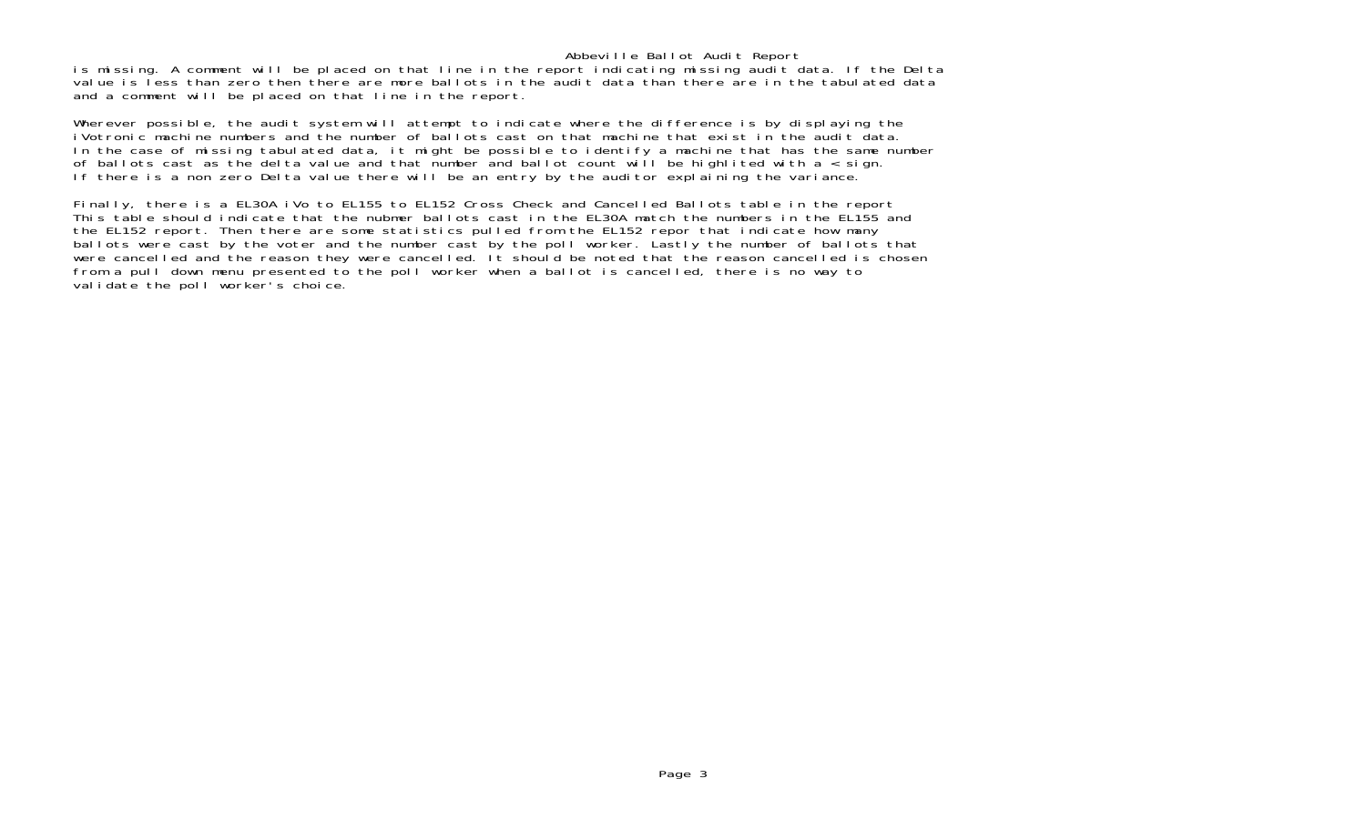is missing. A comment will be placed on that line in the report indicating missing audit data. If the Delta value is less than zero then there are more ballots in the audit data than there are in the tabulated data and a comment will be placed on that line in the report.

Wherever possible, the audit system will attempt to indicate where the difference is by displaying the iVotronic machine numbers and the number of ballots cast on that machine that exist in the audit data. In the case of missing tabulated data, it might be possible to identify a machine that has the same number of ballots cast as the delta value and that number and ballot count will be highlited with a < sign. If there is a non zero Delta value there will be an entry by the auditor explaining the variance.

Finally, there is a EL30A iVo to EL155 to EL152 Cross Check and Cancelled Ballots table in the report This table should indicate that the nubmer ballots cast in the EL30A match the numbers in the EL155 and the EL152 report. Then there are some statistics pulled from the EL152 repor that indicate how many ballots were cast by the voter and the number cast by the poll worker. Lastly the number of ballots that were cancelled and the reason they were cancelled. It should be noted that the reason cancelled is chosen from a pull down menu presented to the poll worker when a ballot is cancelled, there is no way to validate the poll worker's choice.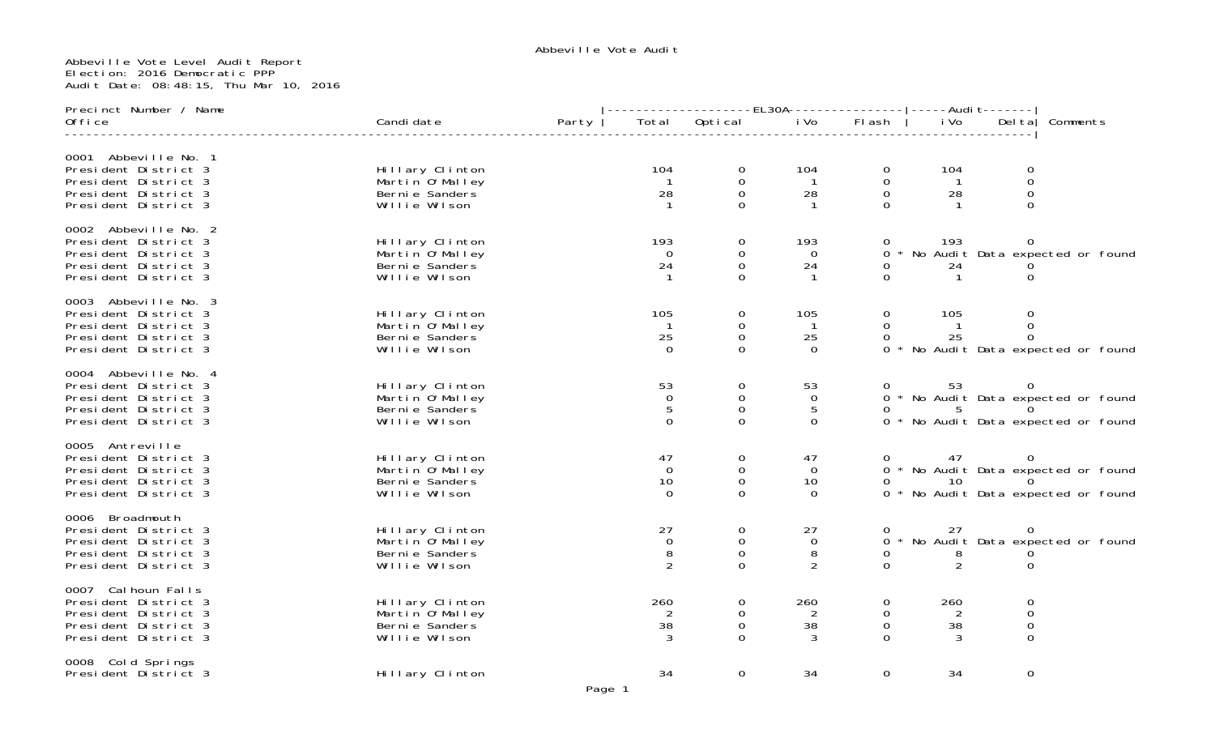# Abbeville Vote Audit

Abbeville Vote Level Audit Report
Election: 2016 Democratic PPP
Audit Date: 08:48:15, Thu Mar 10, 2016

| Precinct Number / Name Office | Candidate | Party | EL30A Total | EL30A Optical | EL30A iVo | EL30A Flash | Audit iVo | Audit Delta | Comments |
|---|---|---|---|---|---|---|---|---|---|
| **0001 Abbeville No. 1** | | | | | | | | | |
| President District 3 | Hillary Clinton | | 104 | 0 | 104 | 0 | 104 | 0 | |
| President District 3 | Martin O'Malley | | 1 | 0 | 1 | 0 | 1 | 0 | |
| President District 3 | Bernie Sanders | | 28 | 0 | 28 | 0 | 28 | 0 | |
| President District 3 | Willie Wilson | | 1 | 0 | 1 | 0 | 1 | 0 | |
| **0002 Abbeville No. 2** | | | | | | | | | |
| President District 3 | Hillary Clinton | | 193 | 0 | 193 | 0 | 193 | 0 | |
| President District 3 | Martin O'Malley | | 0 | 0 | 0 | 0 * | | | No Audit Data expected or found |
| President District 3 | Bernie Sanders | | 24 | 0 | 24 | 0 | 24 | 0 | |
| President District 3 | Willie Wilson | | 1 | 0 | 1 | 0 | 1 | 0 | |
| **0003 Abbeville No. 3** | | | | | | | | | |
| President District 3 | Hillary Clinton | | 105 | 0 | 105 | 0 | 105 | 0 | |
| President District 3 | Martin O'Malley | | 1 | 0 | 1 | 0 | 1 | 0 | |
| President District 3 | Bernie Sanders | | 25 | 0 | 25 | 0 | 25 | 0 | |
| President District 3 | Willie Wilson | | 0 | 0 | 0 | 0 * | | | No Audit Data expected or found |
| **0004 Abbeville No. 4** | | | | | | | | | |
| President District 3 | Hillary Clinton | | 53 | 0 | 53 | 0 | 53 | 0 | |
| President District 3 | Martin O'Malley | | 0 | 0 | 0 | 0 * | | | No Audit Data expected or found |
| President District 3 | Bernie Sanders | | 5 | 0 | 5 | 0 | 5 | 0 | |
| President District 3 | Willie Wilson | | 0 | 0 | 0 | 0 * | | | No Audit Data expected or found |
| **0005 Antreville** | | | | | | | | | |
| President District 3 | Hillary Clinton | | 47 | 0 | 47 | 0 | 47 | 0 | |
| President District 3 | Martin O'Malley | | 0 | 0 | 0 | 0 * | | | No Audit Data expected or found |
| President District 3 | Bernie Sanders | | 10 | 0 | 10 | 0 | 10 | 0 | |
| President District 3 | Willie Wilson | | 0 | 0 | 0 | 0 * | | | No Audit Data expected or found |
| **0006 Broadmouth** | | | | | | | | | |
| President District 3 | Hillary Clinton | | 27 | 0 | 27 | 0 | 27 | 0 | |
| President District 3 | Martin O'Malley | | 0 | 0 | 0 | 0 * | | | No Audit Data expected or found |
| President District 3 | Bernie Sanders | | 8 | 0 | 8 | 0 | 8 | 0 | |
| President District 3 | Willie Wilson | | 2 | 0 | 2 | 0 | 2 | 0 | |
| **0007 Calhoun Falls** | | | | | | | | | |
| President District 3 | Hillary Clinton | | 260 | 0 | 260 | 0 | 260 | 0 | |
| President District 3 | Martin O'Malley | | 2 | 0 | 2 | 0 | 2 | 0 | |
| President District 3 | Bernie Sanders | | 38 | 0 | 38 | 0 | 38 | 0 | |
| President District 3 | Willie Wilson | | 3 | 0 | 3 | 0 | 3 | 0 | |
| **0008 Cold Springs** | | | | | | | | | |
| President District 3 | Hillary Clinton | | 34 | 0 | 34 | 0 | 34 | 0 | |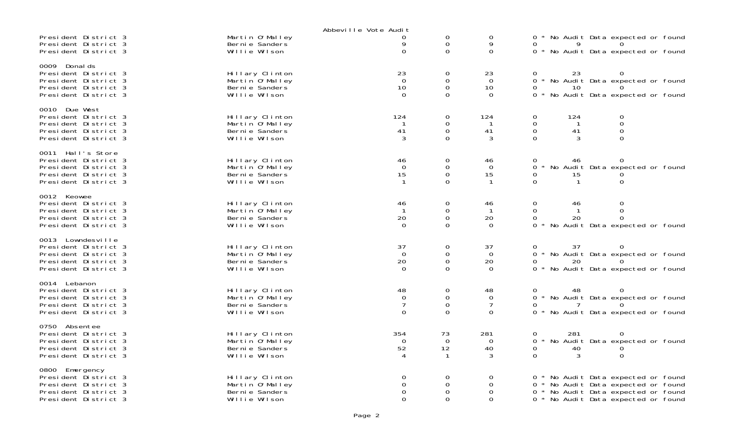Abbeville Vote Audit

| Contest | Candidate | | | | |
|---|---|---|---|---|---|
| President District 3 | Martin O'Malley | 0 | 0 | 0 | 0 * No Audit Data expected or found |
| President District 3 | Bernie Sanders | 9 | 0 | 9 | 0 9 0 |
| President District 3 | Willie Wilson | 0 | 0 | 0 | 0 * No Audit Data expected or found |
| **0009 Donalds** | | | | | |
| President District 3 | Hillary Clinton | 23 | 0 | 23 | 0 23 0 |
| President District 3 | Martin O'Malley | 0 | 0 | 0 | 0 * No Audit Data expected or found |
| President District 3 | Bernie Sanders | 10 | 0 | 10 | 0 10 0 |
| President District 3 | Willie Wilson | 0 | 0 | 0 | 0 * No Audit Data expected or found |
| **0010 Due West** | | | | | |
| President District 3 | Hillary Clinton | 124 | 0 | 124 | 0 124 0 |
| President District 3 | Martin O'Malley | 1 | 0 | 1 | 0 1 0 |
| President District 3 | Bernie Sanders | 41 | 0 | 41 | 0 41 0 |
| President District 3 | Willie Wilson | 3 | 0 | 3 | 0 3 0 |
| **0011 Hall's Store** | | | | | |
| President District 3 | Hillary Clinton | 46 | 0 | 46 | 0 46 0 |
| President District 3 | Martin O'Malley | 0 | 0 | 0 | 0 * No Audit Data expected or found |
| President District 3 | Bernie Sanders | 15 | 0 | 15 | 0 15 0 |
| President District 3 | Willie Wilson | 1 | 0 | 1 | 0 1 0 |
| **0012 Keowee** | | | | | |
| President District 3 | Hillary Clinton | 46 | 0 | 46 | 0 46 0 |
| President District 3 | Martin O'Malley | 1 | 0 | 1 | 0 1 0 |
| President District 3 | Bernie Sanders | 20 | 0 | 20 | 0 20 0 |
| President District 3 | Willie Wilson | 0 | 0 | 0 | 0 * No Audit Data expected or found |
| **0013 Lowndesville** | | | | | |
| President District 3 | Hillary Clinton | 37 | 0 | 37 | 0 37 0 |
| President District 3 | Martin O'Malley | 0 | 0 | 0 | 0 * No Audit Data expected or found |
| President District 3 | Bernie Sanders | 20 | 0 | 20 | 0 20 0 |
| President District 3 | Willie Wilson | 0 | 0 | 0 | 0 * No Audit Data expected or found |
| **0014 Lebanon** | | | | | |
| President District 3 | Hillary Clinton | 48 | 0 | 48 | 0 48 0 |
| President District 3 | Martin O'Malley | 0 | 0 | 0 | 0 * No Audit Data expected or found |
| President District 3 | Bernie Sanders | 7 | 0 | 7 | 0 7 0 |
| President District 3 | Willie Wilson | 0 | 0 | 0 | 0 * No Audit Data expected or found |
| **0750 Absentee** | | | | | |
| President District 3 | Hillary Clinton | 354 | 73 | 281 | 0 281 0 |
| President District 3 | Martin O'Malley | 0 | 0 | 0 | 0 * No Audit Data expected or found |
| President District 3 | Bernie Sanders | 52 | 12 | 40 | 0 40 0 |
| President District 3 | Willie Wilson | 4 | 1 | 3 | 0 3 0 |
| **0800 Emergency** | | | | | |
| President District 3 | Hillary Clinton | 0 | 0 | 0 | 0 * No Audit Data expected or found |
| President District 3 | Martin O'Malley | 0 | 0 | 0 | 0 * No Audit Data expected or found |
| President District 3 | Bernie Sanders | 0 | 0 | 0 | 0 * No Audit Data expected or found |
| President District 3 | Willie Wilson | 0 | 0 | 0 | 0 * No Audit Data expected or found |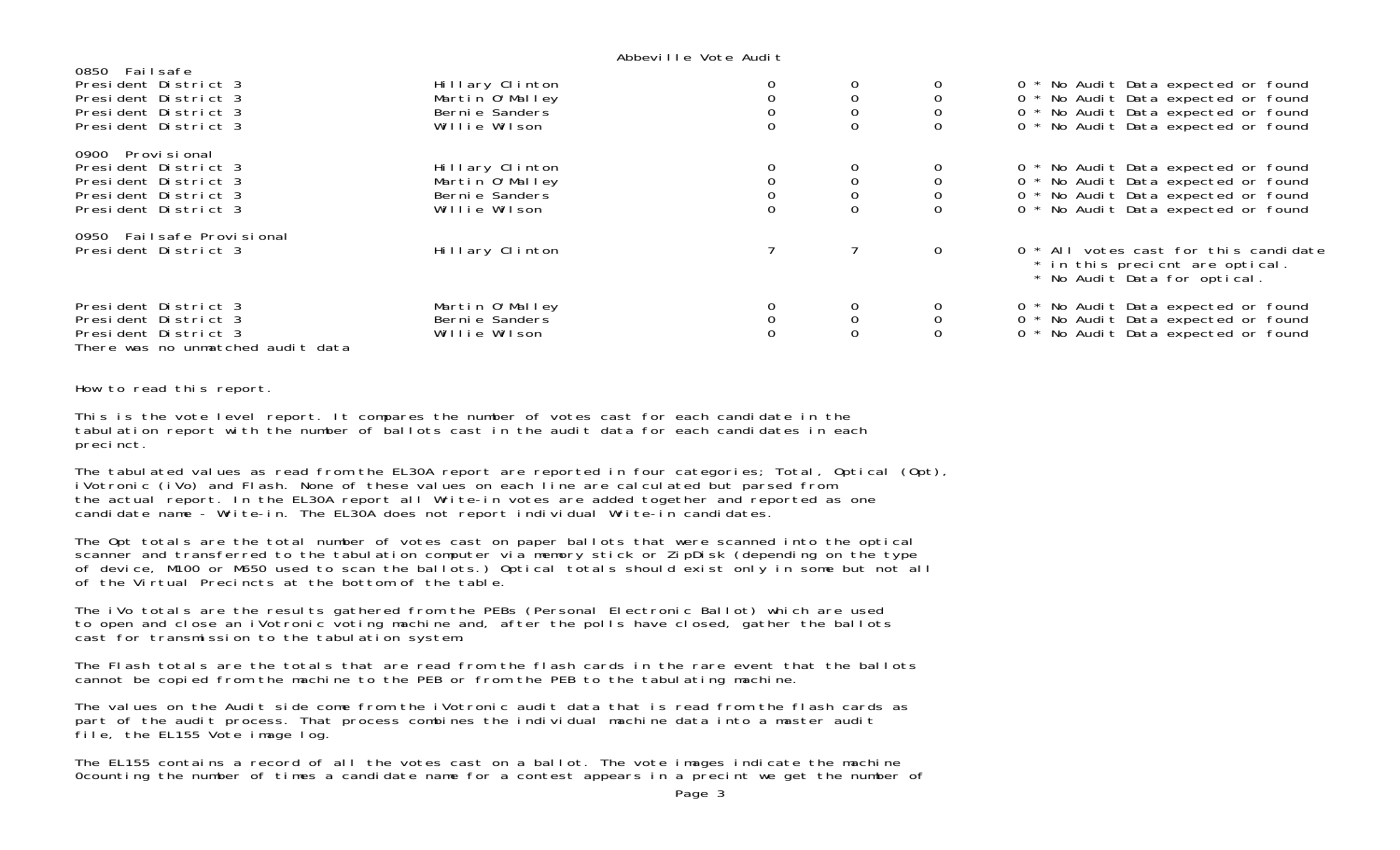Abbeville Vote Audit

| | | | | | |
|---|---|---|---|---|---|
| **0850 Failsafe** | | | | | |
| President District 3 | Hillary Clinton | 0 | 0 | 0 | 0 * No Audit Data expected or found |
| President District 3 | Martin O'Malley | 0 | 0 | 0 | 0 * No Audit Data expected or found |
| President District 3 | Bernie Sanders | 0 | 0 | 0 | 0 * No Audit Data expected or found |
| President District 3 | Willie Wilson | 0 | 0 | 0 | 0 * No Audit Data expected or found |
| **0900 Provisional** | | | | | |
| President District 3 | Hillary Clinton | 0 | 0 | 0 | 0 * No Audit Data expected or found |
| President District 3 | Martin O'Malley | 0 | 0 | 0 | 0 * No Audit Data expected or found |
| President District 3 | Bernie Sanders | 0 | 0 | 0 | 0 * No Audit Data expected or found |
| President District 3 | Willie Wilson | 0 | 0 | 0 | 0 * No Audit Data expected or found |
| **0950 Failsafe Provisional** | | | | | |
| President District 3 | Hillary Clinton | 7 | 7 | 0 | 0 * All votes cast for this candidate * in this precicnt are optical. * No Audit Data for optical. |
| President District 3 | Martin O'Malley | 0 | 0 | 0 | 0 * No Audit Data expected or found |
| President District 3 | Bernie Sanders | 0 | 0 | 0 | 0 * No Audit Data expected or found |
| President District 3 | Willie Wilson | 0 | 0 | 0 | 0 * No Audit Data expected or found |

There was no unmatched audit data

How to read this report.

This is the vote level report. It compares the number of votes cast for each candidate in the tabulation report with the number of ballots cast in the audit data for each candidates in each precinct.

The tabulated values as read from the EL30A report are reported in four categories; Total, Optical (Opt), iVotronic (iVo) and Flash. None of these values on each line are calculated but parsed from the actual report. In the EL30A report all Write-in votes are added together and reported as one candidate name - Write-in. The EL30A does not report individual Write-in candidates.

The Opt totals are the total number of votes cast on paper ballots that were scanned into the optical scanner and transferred to the tabulation computer via memory stick or ZipDisk (depending on the type of device, M100 or M650 used to scan the ballots.) Optical totals should exist only in some but not all of the Virtual Precincts at the bottom of the table.

The iVo totals are the results gathered from the PEBs (Personal Electronic Ballot) which are used to open and close an iVotronic voting machine and, after the polls have closed, gather the ballots cast for transmission to the tabulation system.

The Flash totals are the totals that are read from the flash cards in the rare event that the ballots cannot be copied from the machine to the PEB or from the PEB to the tabulating machine.

The values on the Audit side come from the iVotronic audit data that is read from the flash cards as part of the audit process. That process combines the individual machine data into a master audit file, the EL155 Vote image log.

The EL155 contains a record of all the votes cast on a ballot. The vote images indicate the machine 0counting the number of times a candidate name for a contest appears in a precint we get the number of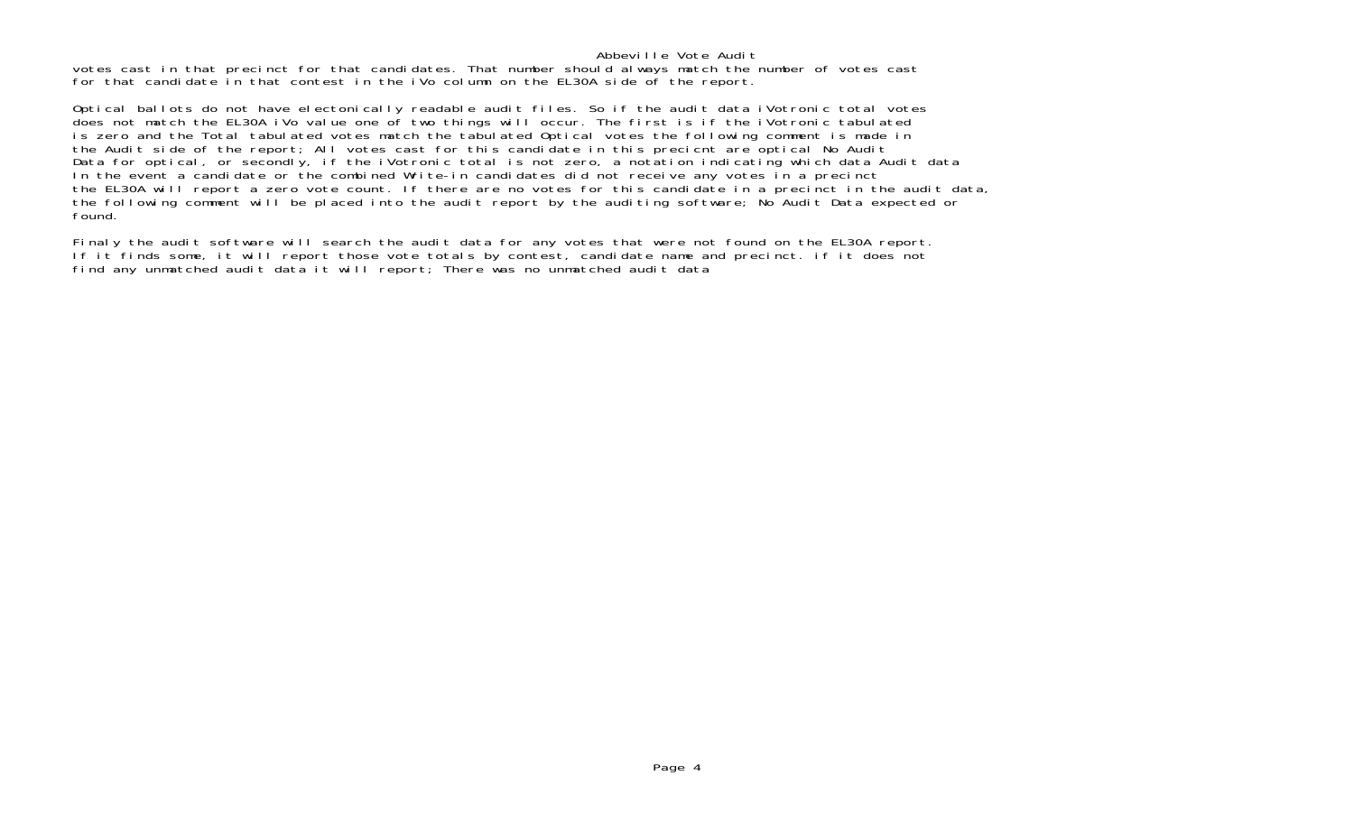votes cast in that precinct for that candidates. That number should always match the number of votes cast for that candidate in that contest in the iVo column on the EL30A side of the report.

Optical ballots do not have electonically readable audit files. So if the audit data iVotronic total votes does not match the EL30A iVo value one of two things will occur. The first is if the iVotronic tabulated is zero and the Total tabulated votes match the tabulated Optical votes the following comment is made in the Audit side of the report; All votes cast for this candidate in this precicnt are optical No Audit Data for optical, or secondly, if the iVotronic total is not zero, a notation indicating which data Audit data In the event a candidate or the combined Write-in candidates did not receive any votes in a precinct the EL30A will report a zero vote count. If there are no votes for this candidate in a precinct in the audit data, the following comment will be placed into the audit report by the auditing software; No Audit Data expected or found.

Finaly the audit software will search the audit data for any votes that were not found on the EL30A report. If it finds some, it will report those vote totals by contest, candidate name and precinct. if it does not find any unmatched audit data it will report; There was no unmatched audit data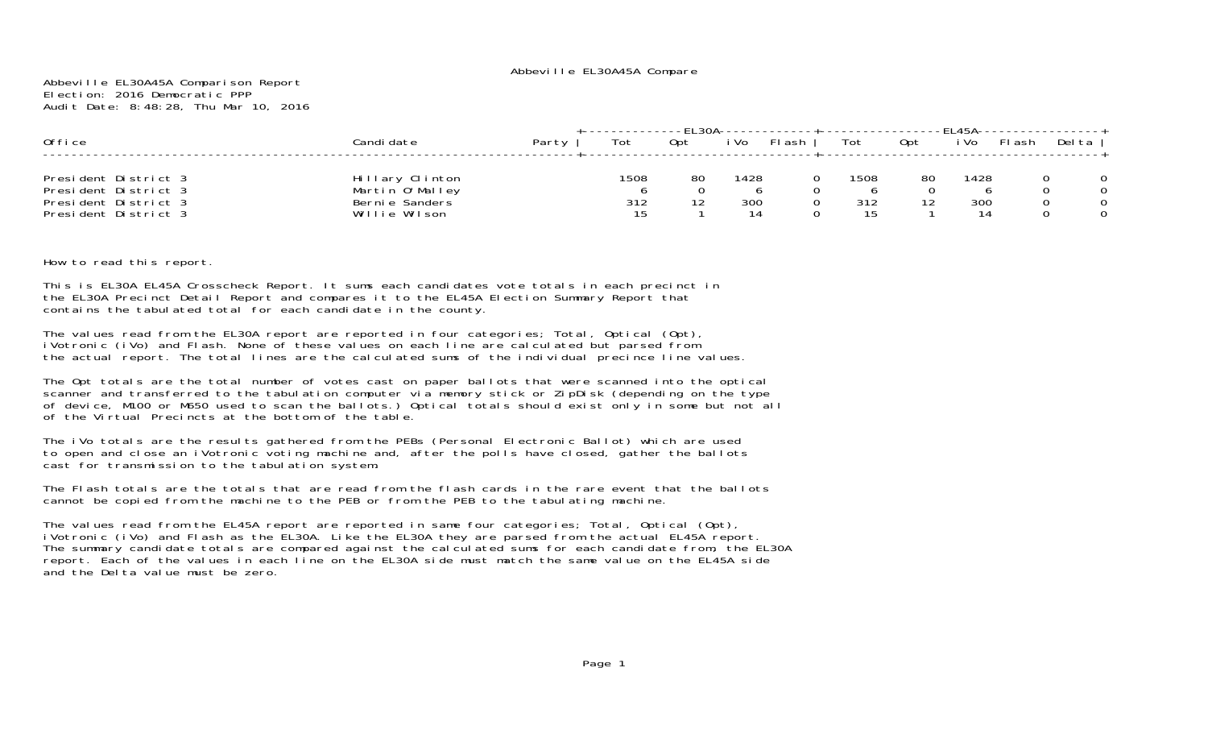Abbeville EL30A45A Compare

Abbeville EL30A45A Comparison Report
Election: 2016 Democratic PPP
Audit Date: 8:48:28, Thu Mar 10, 2016

| Office | Candidate | Party | EL30A Tot | EL30A Opt | EL30A iVo | EL30A Flash | EL45A Tot | EL45A Opt | EL45A iVo | EL45A Flash | Delta |
|---|---|---|---|---|---|---|---|---|---|---|---|
| President District 3 | Hillary Clinton | | 1508 | 80 | 1428 | 0 | 1508 | 80 | 1428 | 0 | 0 |
| President District 3 | Martin O'Malley | | 6 | 0 | 6 | 0 | 6 | 0 | 6 | 0 | 0 |
| President District 3 | Bernie Sanders | | 312 | 12 | 300 | 0 | 312 | 12 | 300 | 0 | 0 |
| President District 3 | Willie Wilson | | 15 | 1 | 14 | 0 | 15 | 1 | 14 | 0 | 0 |

How to read this report.

This is EL30A EL45A Crosscheck Report. It sums each candidates vote totals in each precinct in the EL30A Precinct Detail Report and compares it to the EL45A Election Summary Report that contains the tabulated total for each candidate in the county.

The values read from the EL30A report are reported in four categories; Total, Optical (Opt), iVotronic (iVo) and Flash. None of these values on each line are calculated but parsed from the actual report. The total lines are the calculated sums of the individual precince line values.

The Opt totals are the total number of votes cast on paper ballots that were scanned into the optical scanner and transferred to the tabulation computer via memory stick or ZipDisk (depending on the type of device, M100 or M650 used to scan the ballots.) Optical totals should exist only in some but not all of the Virtual Precincts at the bottom of the table.

The iVo totals are the results gathered from the PEBs (Personal Electronic Ballot) which are used to open and close an iVotronic voting machine and, after the polls have closed, gather the ballots cast for transmission to the tabulation system.

The Flash totals are the totals that are read from the flash cards in the rare event that the ballots cannot be copied from the machine to the PEB or from the PEB to the tabulating machine.

The values read from the EL45A report are reported in same four categories; Total, Optical (Opt), iVotronic (iVo) and Flash as the EL30A. Like the EL30A they are parsed from the actual EL45A report. The summary candidate totals are compared against the calculated sums for each candidate from, the EL30A report. Each of the values in each line on the EL30A side must match the same value on the EL45A side and the Delta value must be zero.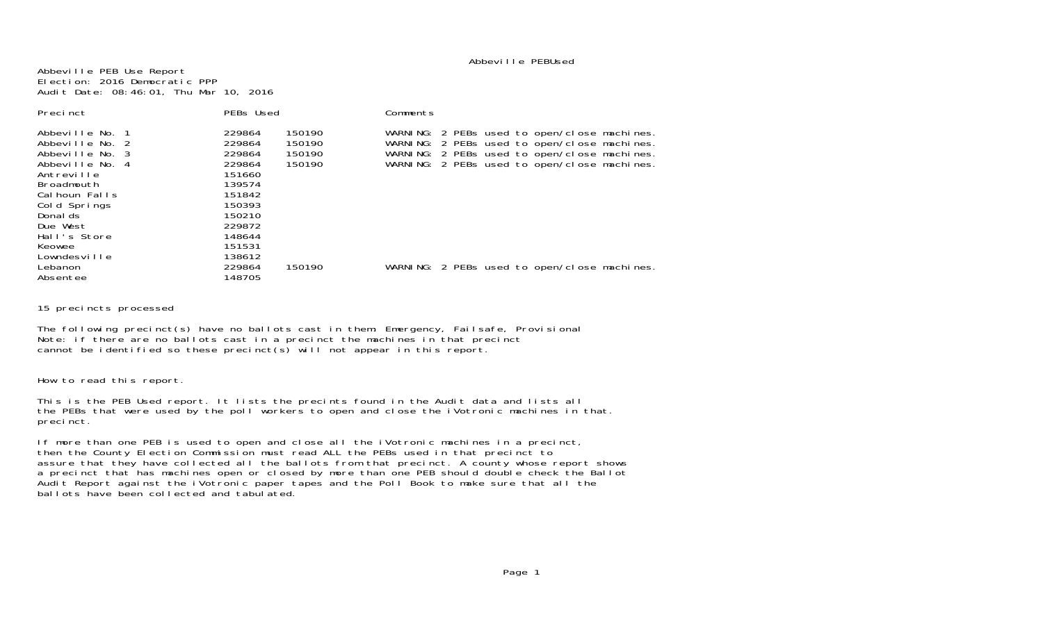Abbeville PEBUsed

Abbeville PEB Use Report
Election: 2016 Democratic PPP
Audit Date: 08:46:01, Thu Mar 10, 2016

| Precinct | PEBs Used | | Comments |
|---|---|---|---|
| Abbeville No. 1 | 229864 | 150190 | WARNING: 2 PEBs used to open/close machines. |
| Abbeville No. 2 | 229864 | 150190 | WARNING: 2 PEBs used to open/close machines. |
| Abbeville No. 3 | 229864 | 150190 | WARNING: 2 PEBs used to open/close machines. |
| Abbeville No. 4 | 229864 | 150190 | WARNING: 2 PEBs used to open/close machines. |
| Antreville | 151660 | | |
| Broadmouth | 139574 | | |
| Calhoun Falls | 151842 | | |
| Cold Springs | 150393 | | |
| Donalds | 150210 | | |
| Due West | 229872 | | |
| Hall's Store | 148644 | | |
| Keowee | 151531 | | |
| Lowndesville | 138612 | | |
| Lebanon | 229864 | 150190 | WARNING: 2 PEBs used to open/close machines. |
| Absentee | 148705 | | |

15 precincts processed

The following precinct(s) have no ballots cast in them: Emergency, Failsafe, Provisional
Note: if there are no ballots cast in a precinct the machines in that precinct
cannot be identified so these precinct(s) will not appear in this report.

How to read this report.

This is the PEB Used report. It lists the precints found in the Audit data and lists all
the PEBs that were used by the poll workers to open and close the iVotronic machines in that
precinct.

If more than one PEB is used to open and close all the iVotronic machines in a precinct,
then the County Election Commission must read ALL the PEBs used in that precinct to
assure that they have collected all the ballots from that precinct. A county whose report shows
a precinct that has machines open or closed by more than one PEB should double check the Ballot
Audit Report against the iVotronic paper tapes and the Poll Book to make sure that all the
ballots have been collected and tabulated.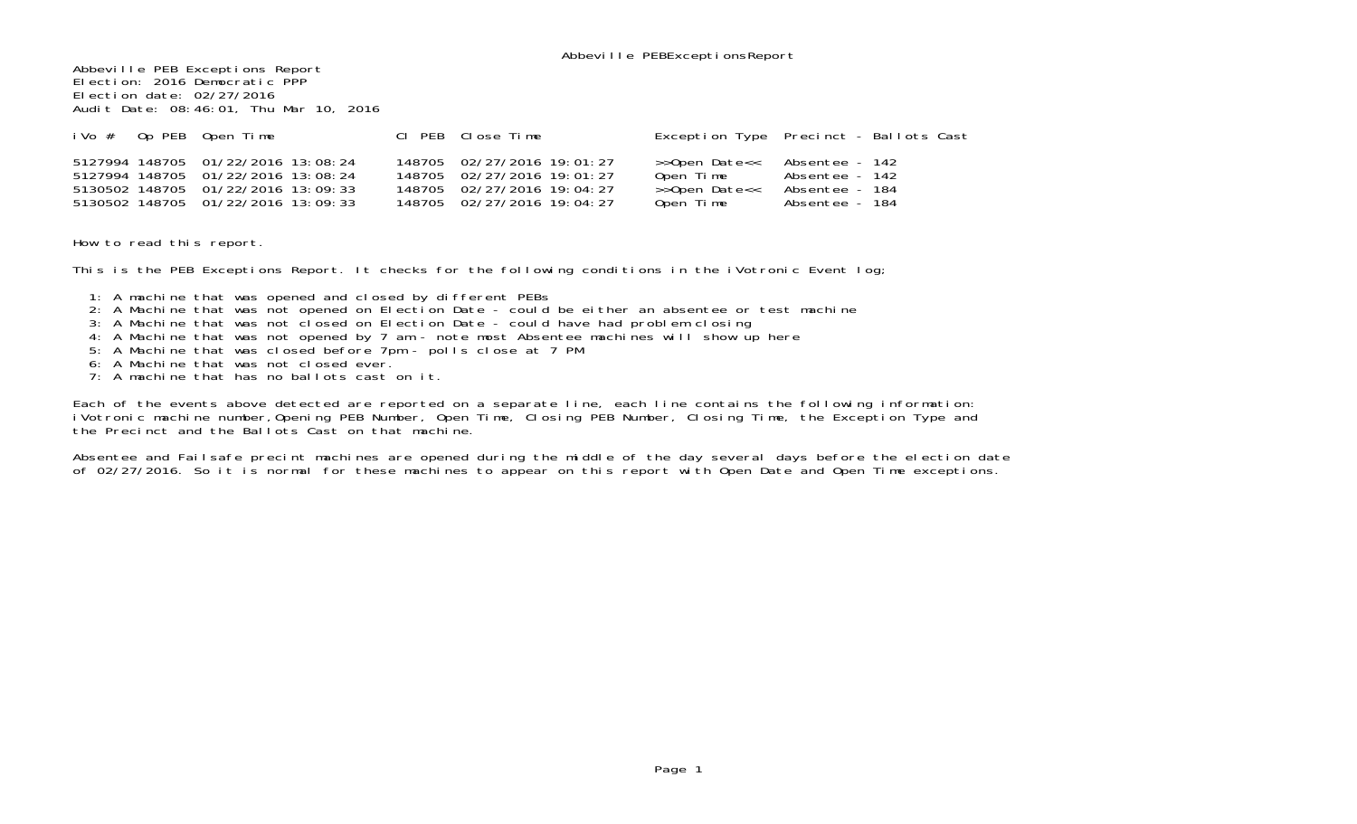Abbeville PEBExceptionsReport

Abbeville PEB Exceptions Report
Election: 2016 Democratic PPP
Election date: 02/27/2016
Audit Date: 08:46:01, Thu Mar 10, 2016

| iVo # | Op PEB | Open Time | Cl PEB | Close Time | Exception Type | Precinct - Ballots Cast |
|---|---|---|---|---|---|---|
| 5127994 | 148705 | 01/22/2016 13:08:24 | 148705 | 02/27/2016 19:01:27 | >>Open Date<< | Absentee - 142 |
| 5127994 | 148705 | 01/22/2016 13:08:24 | 148705 | 02/27/2016 19:01:27 | Open Time | Absentee - 142 |
| 5130502 | 148705 | 01/22/2016 13:09:33 | 148705 | 02/27/2016 19:04:27 | >>Open Date<< | Absentee - 184 |
| 5130502 | 148705 | 01/22/2016 13:09:33 | 148705 | 02/27/2016 19:04:27 | Open Time | Absentee - 184 |

How to read this report.

This is the PEB Exceptions Report. It checks for the following conditions in the iVotronic Event log;

1: A machine that was opened and closed by different PEBs
2: A Machine that was not opened on Election Date - could be either an absentee or test machine
3: A Machine that was not closed on Election Date - could have had problem closing
4: A Machine that was not opened by 7 am - note most Absentee machines will show up here
5: A Machine that was closed before 7pm - polls close at 7 PM
6: A Machine that was not closed ever.
7: A machine that has no ballots cast on it.

Each of the events above detected are reported on a separate line, each line contains the following information:
iVotronic machine number,Opening PEB Number, Open Time, Closing PEB Number, Closing Time, the Exception Type and the Precinct and the Ballots Cast on that machine.

Absentee and Failsafe precint machines are opened during the middle of the day several days before the election date of 02/27/2016. So it is normal for these machines to appear on this report with Open Date and Open Time exceptions.